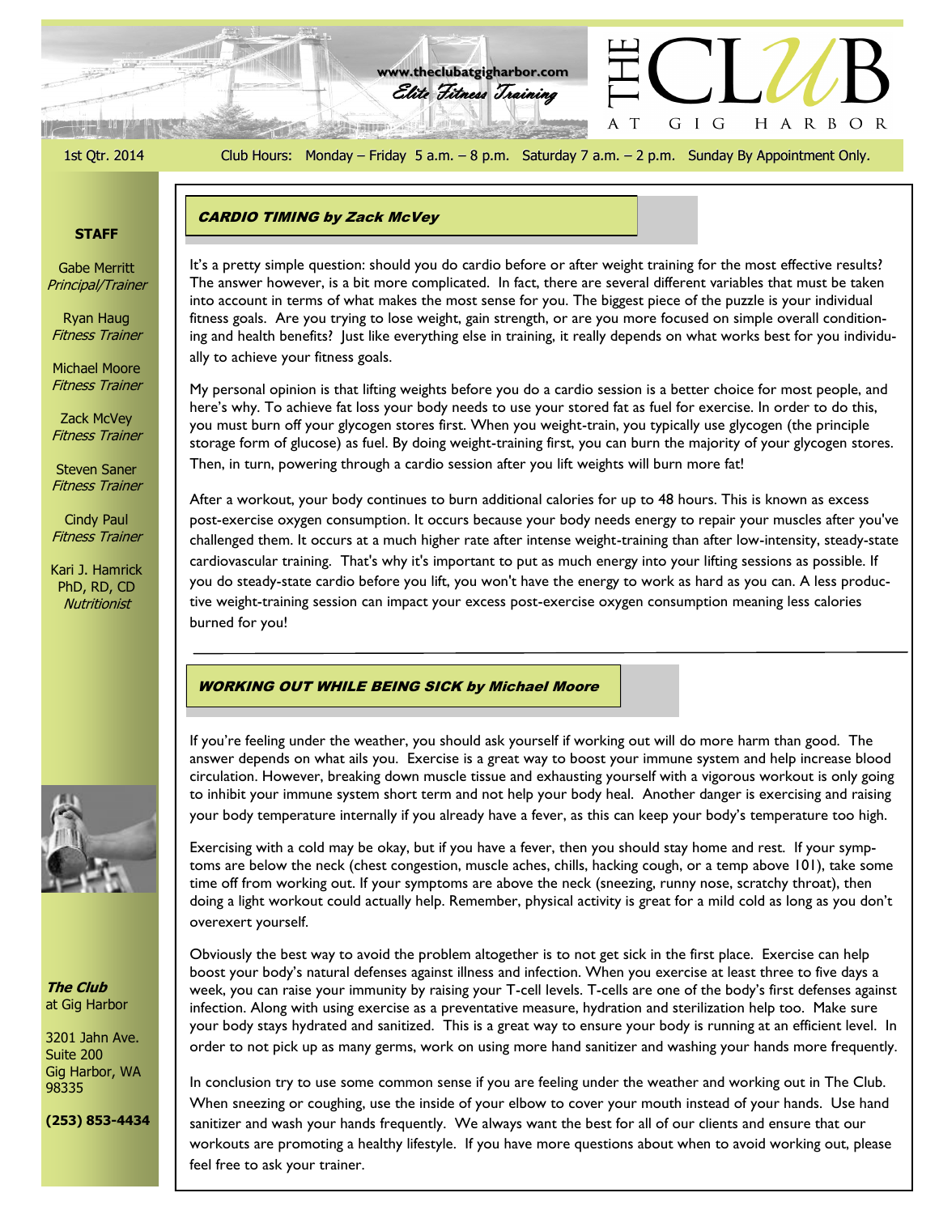www.theclubatgigharbor.com

*Elite Fitness Training*

# THE CLUB AT GIG HARBOR

1st Qtr. 2014

Club Hours: Monday – Friday 5 a.m. – 8 p.m. Saturday 7 a.m. – 2 p.m. Sunday By Appointment Only.

**STAFF**

Gabe Merritt
*Principal/Trainer*

Ryan Haug
*Fitness Trainer*

Michael Moore
*Fitness Trainer*

Zack McVey
*Fitness Trainer*

Steven Saner
*Fitness Trainer*

Cindy Paul
*Fitness Trainer*

Kari J. Hamrick
PhD, RD, CD
*Nutritionist*

***The Club*** at Gig Harbor

3201 Jahn Ave.
Suite 200
Gig Harbor, WA
98335

**(253) 853-4434**

## *CARDIO TIMING by Zack McVey*

It's a pretty simple question: should you do cardio before or after weight training for the most effective results? The answer however, is a bit more complicated. In fact, there are several different variables that must be taken into account in terms of what makes the most sense for you. The biggest piece of the puzzle is your individual fitness goals. Are you trying to lose weight, gain strength, or are you more focused on simple overall conditioning and health benefits? Just like everything else in training, it really depends on what works best for you individually to achieve your fitness goals.

My personal opinion is that lifting weights before you do a cardio session is a better choice for most people, and here's why. To achieve fat loss your body needs to use your stored fat as fuel for exercise. In order to do this, you must burn off your glycogen stores first. When you weight-train, you typically use glycogen (the principle storage form of glucose) as fuel. By doing weight-training first, you can burn the majority of your glycogen stores. Then, in turn, powering through a cardio session after you lift weights will burn more fat!

After a workout, your body continues to burn additional calories for up to 48 hours. This is known as excess post-exercise oxygen consumption. It occurs because your body needs energy to repair your muscles after you've challenged them. It occurs at a much higher rate after intense weight-training than after low-intensity, steady-state cardiovascular training. That's why it's important to put as much energy into your lifting sessions as possible. If you do steady-state cardio before you lift, you won't have the energy to work as hard as you can. A less productive weight-training session can impact your excess post-exercise oxygen consumption meaning less calories burned for you!

## *WORKING OUT WHILE BEING SICK by Michael Moore*

If you're feeling under the weather, you should ask yourself if working out will do more harm than good. The answer depends on what ails you. Exercise is a great way to boost your immune system and help increase blood circulation. However, breaking down muscle tissue and exhausting yourself with a vigorous workout is only going to inhibit your immune system short term and not help your body heal. Another danger is exercising and raising your body temperature internally if you already have a fever, as this can keep your body's temperature too high.

Exercising with a cold may be okay, but if you have a fever, then you should stay home and rest. If your symptoms are below the neck (chest congestion, muscle aches, chills, hacking cough, or a temp above 101), take some time off from working out. If your symptoms are above the neck (sneezing, runny nose, scratchy throat), then doing a light workout could actually help. Remember, physical activity is great for a mild cold as long as you don't overexert yourself.

Obviously the best way to avoid the problem altogether is to not get sick in the first place. Exercise can help boost your body's natural defenses against illness and infection. When you exercise at least three to five days a week, you can raise your immunity by raising your T-cell levels. T-cells are one of the body's first defenses against infection. Along with using exercise as a preventative measure, hydration and sterilization help too. Make sure your body stays hydrated and sanitized. This is a great way to ensure your body is running at an efficient level. In order to not pick up as many germs, work on using more hand sanitizer and washing your hands more frequently.

In conclusion try to use some common sense if you are feeling under the weather and working out in The Club. When sneezing or coughing, use the inside of your elbow to cover your mouth instead of your hands. Use hand sanitizer and wash your hands frequently. We always want the best for all of our clients and ensure that our workouts are promoting a healthy lifestyle. If you have more questions about when to avoid working out, please feel free to ask your trainer.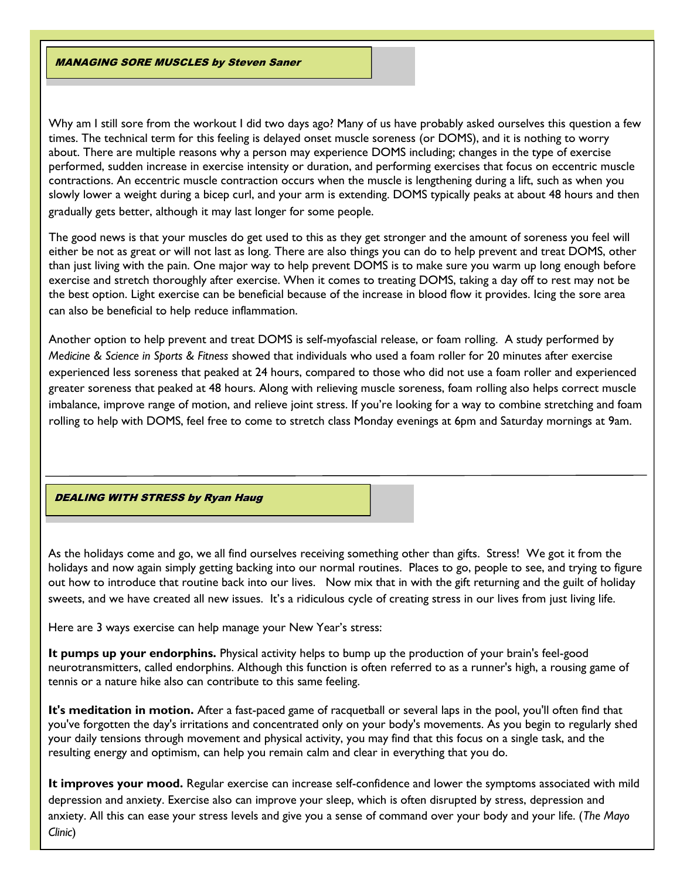## *MANAGING SORE MUSCLES by Steven Saner*

Why am I still sore from the workout I did two days ago? Many of us have probably asked ourselves this question a few times. The technical term for this feeling is delayed onset muscle soreness (or DOMS), and it is nothing to worry about. There are multiple reasons why a person may experience DOMS including; changes in the type of exercise performed, sudden increase in exercise intensity or duration, and performing exercises that focus on eccentric muscle contractions. An eccentric muscle contraction occurs when the muscle is lengthening during a lift, such as when you slowly lower a weight during a bicep curl, and your arm is extending. DOMS typically peaks at about 48 hours and then gradually gets better, although it may last longer for some people.

The good news is that your muscles do get used to this as they get stronger and the amount of soreness you feel will either be not as great or will not last as long. There are also things you can do to help prevent and treat DOMS, other than just living with the pain. One major way to help prevent DOMS is to make sure you warm up long enough before exercise and stretch thoroughly after exercise. When it comes to treating DOMS, taking a day off to rest may not be the best option. Light exercise can be beneficial because of the increase in blood flow it provides. Icing the sore area can also be beneficial to help reduce inflammation.

Another option to help prevent and treat DOMS is self-myofascial release, or foam rolling. A study performed by *Medicine & Science in Sports & Fitness* showed that individuals who used a foam roller for 20 minutes after exercise experienced less soreness that peaked at 24 hours, compared to those who did not use a foam roller and experienced greater soreness that peaked at 48 hours. Along with relieving muscle soreness, foam rolling also helps correct muscle imbalance, improve range of motion, and relieve joint stress. If you're looking for a way to combine stretching and foam rolling to help with DOMS, feel free to come to stretch class Monday evenings at 6pm and Saturday mornings at 9am.

---

## *DEALING WITH STRESS by Ryan Haug*

As the holidays come and go, we all find ourselves receiving something other than gifts. Stress! We got it from the holidays and now again simply getting backing into our normal routines. Places to go, people to see, and trying to figure out how to introduce that routine back into our lives. Now mix that in with the gift returning and the guilt of holiday sweets, and we have created all new issues. It's a ridiculous cycle of creating stress in our lives from just living life.

Here are 3 ways exercise can help manage your New Year's stress:

**It pumps up your endorphins.** Physical activity helps to bump up the production of your brain's feel-good neurotransmitters, called endorphins. Although this function is often referred to as a runner's high, a rousing game of tennis or a nature hike also can contribute to this same feeling.

**It's meditation in motion.** After a fast-paced game of racquetball or several laps in the pool, you'll often find that you've forgotten the day's irritations and concentrated only on your body's movements. As you begin to regularly shed your daily tensions through movement and physical activity, you may find that this focus on a single task, and the resulting energy and optimism, can help you remain calm and clear in everything that you do.

**It improves your mood.** Regular exercise can increase self-confidence and lower the symptoms associated with mild depression and anxiety. Exercise also can improve your sleep, which is often disrupted by stress, depression and anxiety. All this can ease your stress levels and give you a sense of command over your body and your life. (*The Mayo Clinic*)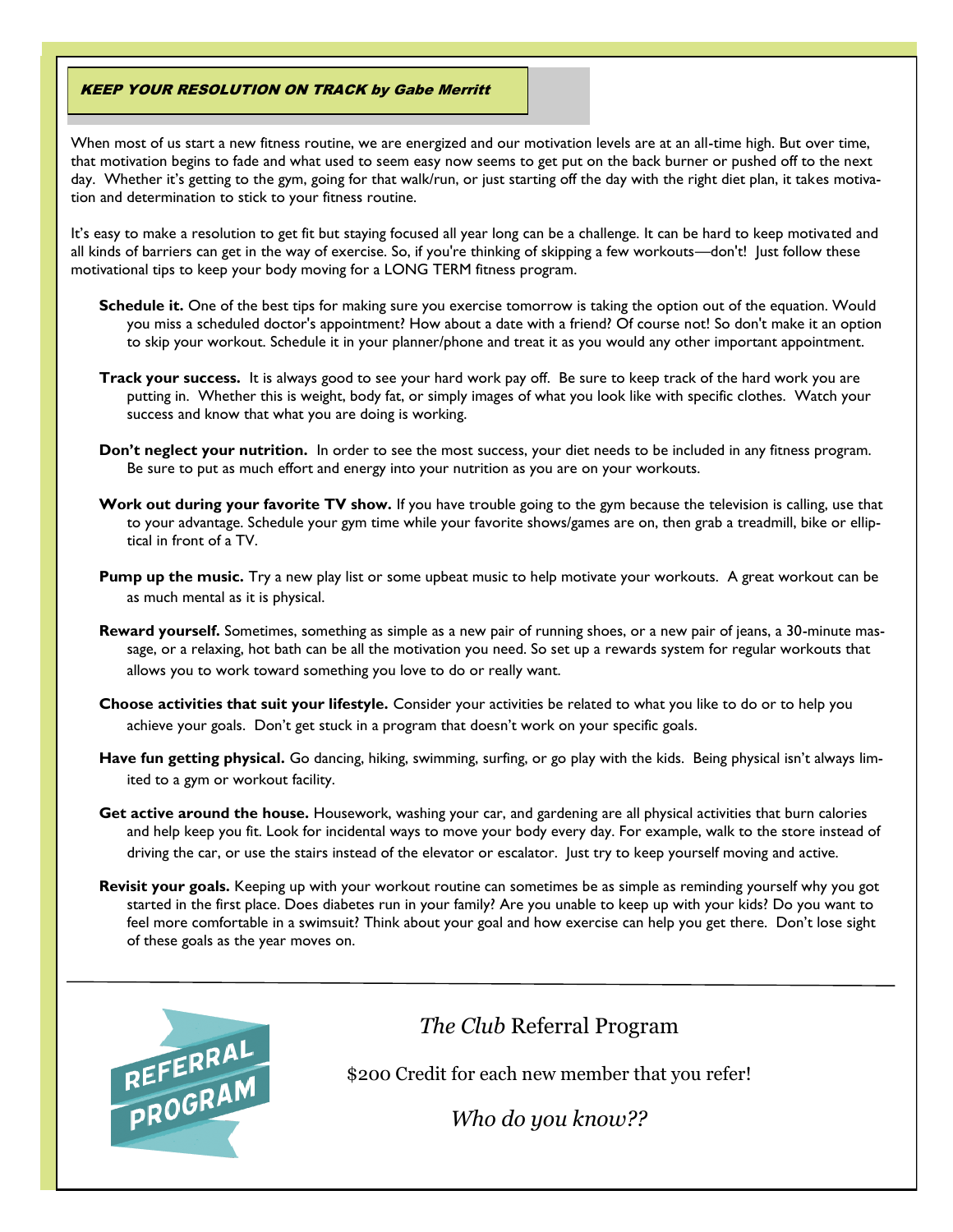## *KEEP YOUR RESOLUTION ON TRACK by Gabe Merritt*

When most of us start a new fitness routine, we are energized and our motivation levels are at an all-time high. But over time, that motivation begins to fade and what used to seem easy now seems to get put on the back burner or pushed off to the next day. Whether it's getting to the gym, going for that walk/run, or just starting off the day with the right diet plan, it takes motivation and determination to stick to your fitness routine.

It's easy to make a resolution to get fit but staying focused all year long can be a challenge. It can be hard to keep motivated and all kinds of barriers can get in the way of exercise. So, if you're thinking of skipping a few workouts—don't! Just follow these motivational tips to keep your body moving for a LONG TERM fitness program.

**Schedule it.** One of the best tips for making sure you exercise tomorrow is taking the option out of the equation. Would you miss a scheduled doctor's appointment? How about a date with a friend? Of course not! So don't make it an option to skip your workout. Schedule it in your planner/phone and treat it as you would any other important appointment.

**Track your success.** It is always good to see your hard work pay off. Be sure to keep track of the hard work you are putting in. Whether this is weight, body fat, or simply images of what you look like with specific clothes. Watch your success and know that what you are doing is working.

**Don't neglect your nutrition.** In order to see the most success, your diet needs to be included in any fitness program. Be sure to put as much effort and energy into your nutrition as you are on your workouts.

**Work out during your favorite TV show.** If you have trouble going to the gym because the television is calling, use that to your advantage. Schedule your gym time while your favorite shows/games are on, then grab a treadmill, bike or elliptical in front of a TV.

**Pump up the music.** Try a new play list or some upbeat music to help motivate your workouts. A great workout can be as much mental as it is physical.

**Reward yourself.** Sometimes, something as simple as a new pair of running shoes, or a new pair of jeans, a 30-minute massage, or a relaxing, hot bath can be all the motivation you need. So set up a rewards system for regular workouts that allows you to work toward something you love to do or really want.

**Choose activities that suit your lifestyle.** Consider your activities be related to what you like to do or to help you achieve your goals. Don't get stuck in a program that doesn't work on your specific goals.

**Have fun getting physical.** Go dancing, hiking, swimming, surfing, or go play with the kids. Being physical isn't always limited to a gym or workout facility.

**Get active around the house.** Housework, washing your car, and gardening are all physical activities that burn calories and help keep you fit. Look for incidental ways to move your body every day. For example, walk to the store instead of driving the car, or use the stairs instead of the elevator or escalator. Just try to keep yourself moving and active.

**Revisit your goals.** Keeping up with your workout routine can sometimes be as simple as reminding yourself why you got started in the first place. Does diabetes run in your family? Are you unable to keep up with your kids? Do you want to feel more comfortable in a swimsuit? Think about your goal and how exercise can help you get there. Don't lose sight of these goals as the year moves on.

---

REFERRAL PROGRAM

## *The Club* Referral Program

$200 Credit for each new member that you refer!

*Who do you know??*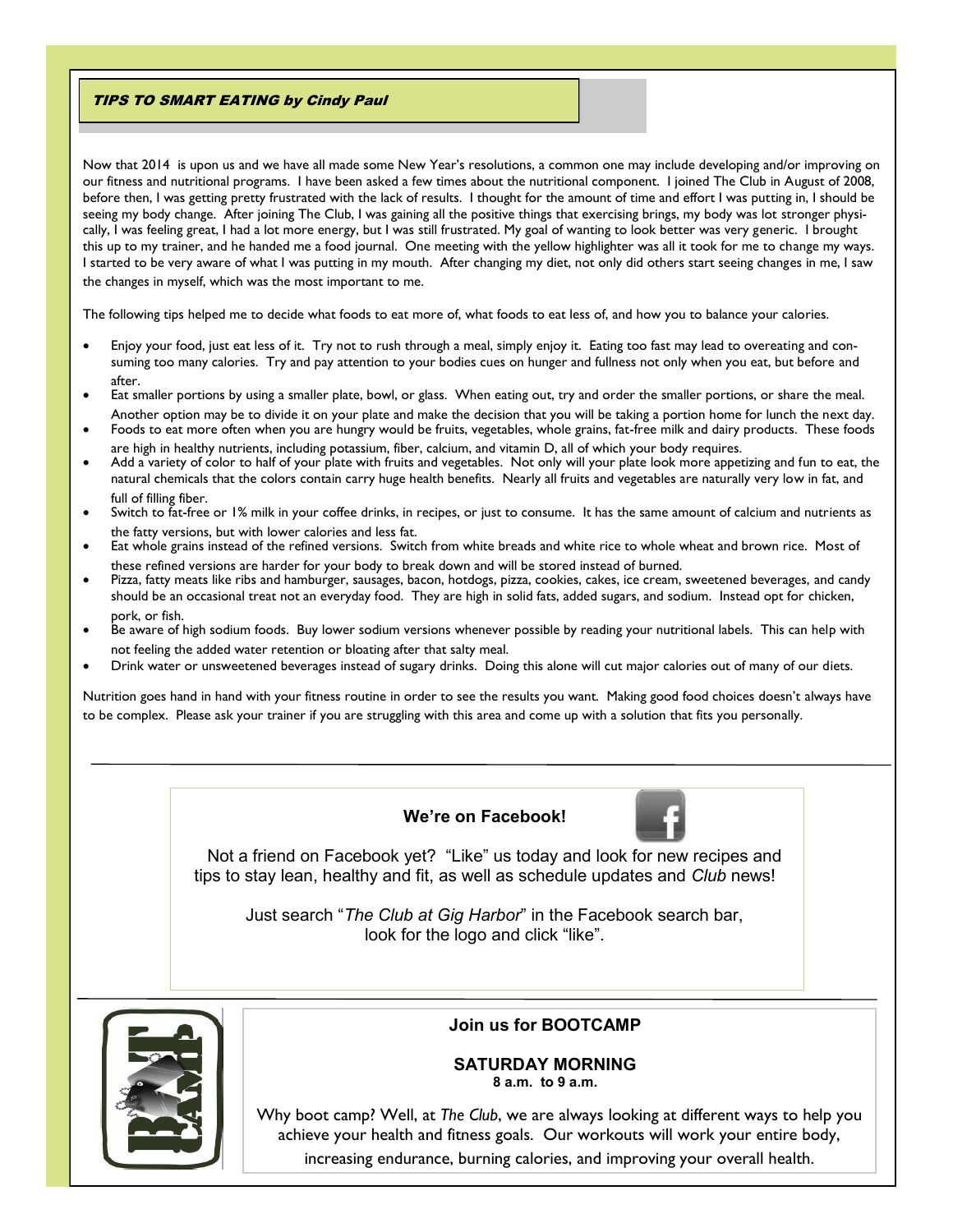## *TIPS TO SMART EATING by Cindy Paul*

Now that 2014 is upon us and we have all made some New Year's resolutions, a common one may include developing and/or improving on our fitness and nutritional programs. I have been asked a few times about the nutritional component. I joined The Club in August of 2008, before then, I was getting pretty frustrated with the lack of results. I thought for the amount of time and effort I was putting in, I should be seeing my body change. After joining The Club, I was gaining all the positive things that exercising brings, my body was lot stronger physically, I was feeling great, I had a lot more energy, but I was still frustrated. My goal of wanting to look better was very generic. I brought this up to my trainer, and he handed me a food journal. One meeting with the yellow highlighter was all it took for me to change my ways. I started to be very aware of what I was putting in my mouth. After changing my diet, not only did others start seeing changes in me, I saw the changes in myself, which was the most important to me.

The following tips helped me to decide what foods to eat more of, what foods to eat less of, and how you to balance your calories.

- Enjoy your food, just eat less of it. Try not to rush through a meal, simply enjoy it. Eating too fast may lead to overeating and consuming too many calories. Try and pay attention to your bodies cues on hunger and fullness not only when you eat, but before and after.
- Eat smaller portions by using a smaller plate, bowl, or glass. When eating out, try and order the smaller portions, or share the meal. Another option may be to divide it on your plate and make the decision that you will be taking a portion home for lunch the next day.
- Foods to eat more often when you are hungry would be fruits, vegetables, whole grains, fat-free milk and dairy products. These foods are high in healthy nutrients, including potassium, fiber, calcium, and vitamin D, all of which your body requires.
- Add a variety of color to half of your plate with fruits and vegetables. Not only will your plate look more appetizing and fun to eat, the natural chemicals that the colors contain carry huge health benefits. Nearly all fruits and vegetables are naturally very low in fat, and full of filling fiber.
- Switch to fat-free or 1% milk in your coffee drinks, in recipes, or just to consume. It has the same amount of calcium and nutrients as the fatty versions, but with lower calories and less fat.
- Eat whole grains instead of the refined versions. Switch from white breads and white rice to whole wheat and brown rice. Most of these refined versions are harder for your body to break down and will be stored instead of burned.
- Pizza, fatty meats like ribs and hamburger, sausages, bacon, hotdogs, pizza, cookies, cakes, ice cream, sweetened beverages, and candy should be an occasional treat not an everyday food. They are high in solid fats, added sugars, and sodium. Instead opt for chicken, pork, or fish.
- Be aware of high sodium foods. Buy lower sodium versions whenever possible by reading your nutritional labels. This can help with not feeling the added water retention or bloating after that salty meal.
- Drink water or unsweetened beverages instead of sugary drinks. Doing this alone will cut major calories out of many of our diets.

Nutrition goes hand in hand with your fitness routine in order to see the results you want. Making good food choices doesn't always have to be complex. Please ask your trainer if you are struggling with this area and come up with a solution that fits you personally.

---

### We're on Facebook!

Not a friend on Facebook yet? "Like" us today and look for new recipes and tips to stay lean, healthy and fit, as well as schedule updates and *Club* news!

Just search "*The Club at Gig Harbor*" in the Facebook search bar, look for the logo and click "like".

---

### Join us for BOOTCAMP

**SATURDAY MORNING**
**8 a.m. to 9 a.m.**

Why boot camp? Well, at *The Club*, we are always looking at different ways to help you achieve your health and fitness goals. Our workouts will work your entire body, increasing endurance, burning calories, and improving your overall health.